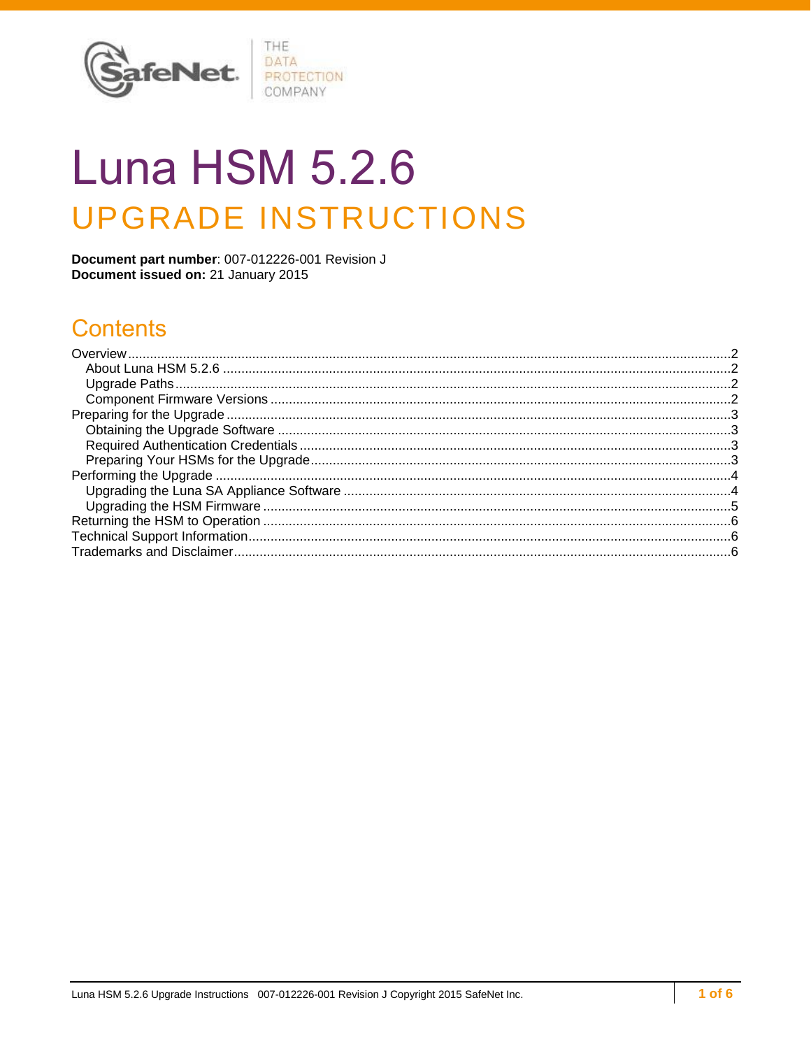# Luna HSM 5.2.6

## UPGRADE INSTRUCTIONS

**Document part number**: 007-012226-001 Revision J
**Document issued on:** 21 January 2015

## Contents

- Overview ... 2
  - About Luna HSM 5.2.6 ... 2
  - Upgrade Paths ... 2
  - Component Firmware Versions ... 2
- Preparing for the Upgrade ... 3
  - Obtaining the Upgrade Software ... 3
  - Required Authentication Credentials ... 3
  - Preparing Your HSMs for the Upgrade ... 3
- Performing the Upgrade ... 4
  - Upgrading the Luna SA Appliance Software ... 4
  - Upgrading the HSM Firmware ... 5
- Returning the HSM to Operation ... 6
- Technical Support Information ... 6
- Trademarks and Disclaimer ... 6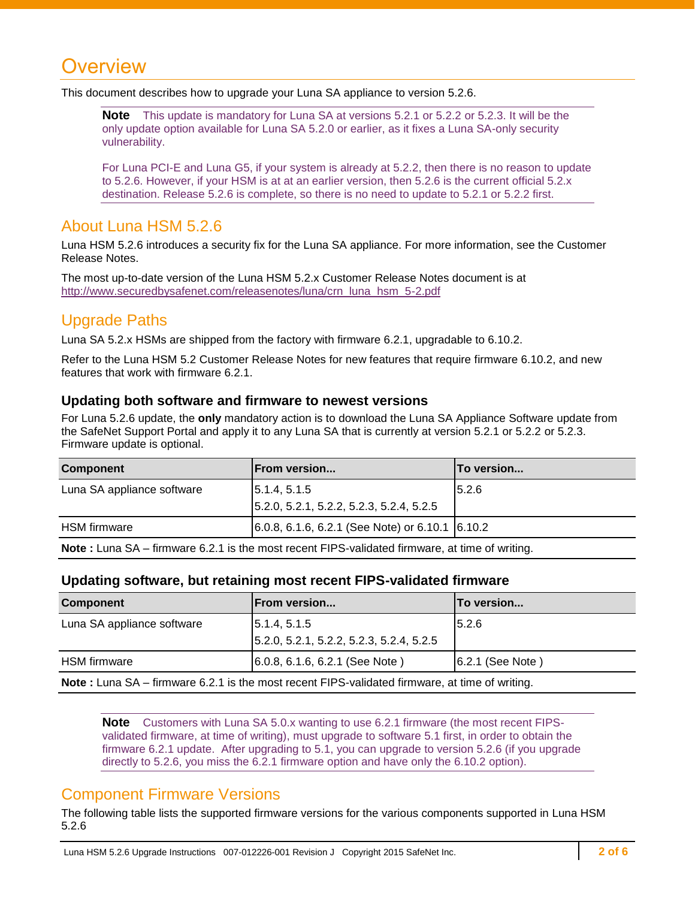# Overview

This document describes how to upgrade your Luna SA appliance to version 5.2.6.

> **Note** This update is mandatory for Luna SA at versions 5.2.1 or 5.2.2 or 5.2.3. It will be the only update option available for Luna SA 5.2.0 or earlier, as it fixes a Luna SA-only security vulnerability.
>
> For Luna PCI-E and Luna G5, if your system is already at 5.2.2, then there is no reason to update to 5.2.6. However, if your HSM is at at an earlier version, then 5.2.6 is the current official 5.2.x destination. Release 5.2.6 is complete, so there is no need to update to 5.2.1 or 5.2.2 first.

## About Luna HSM 5.2.6

Luna HSM 5.2.6 introduces a security fix for the Luna SA appliance. For more information, see the Customer Release Notes.

The most up-to-date version of the Luna HSM 5.2.x Customer Release Notes document is at http://www.securedbysafenet.com/releasenotes/luna/crn_luna_hsm_5-2.pdf

## Upgrade Paths

Luna SA 5.2.x HSMs are shipped from the factory with firmware 6.2.1, upgradable to 6.10.2.

Refer to the Luna HSM 5.2 Customer Release Notes for new features that require firmware 6.10.2, and new features that work with firmware 6.2.1.

### Updating both software and firmware to newest versions

For Luna 5.2.6 update, the **only** mandatory action is to download the Luna SA Appliance Software update from the SafeNet Support Portal and apply it to any Luna SA that is currently at version 5.2.1 or 5.2.2 or 5.2.3. Firmware update is optional.

| Component | From version... | To version... |
|---|---|---|
| Luna SA appliance software | 5.1.4, 5.1.5<br>5.2.0, 5.2.1, 5.2.2, 5.2.3, 5.2.4, 5.2.5 | 5.2.6 |
| HSM firmware | 6.0.8, 6.1.6, 6.2.1 (See Note) or 6.10.1 | 6.10.2 |

**Note :** Luna SA – firmware 6.2.1 is the most recent FIPS-validated firmware, at time of writing.

### Updating software, but retaining most recent FIPS-validated firmware

| Component | From version... | To version... |
|---|---|---|
| Luna SA appliance software | 5.1.4, 5.1.5<br>5.2.0, 5.2.1, 5.2.2, 5.2.3, 5.2.4, 5.2.5 | 5.2.6 |
| HSM firmware | 6.0.8, 6.1.6, 6.2.1 (See Note ) | 6.2.1 (See Note ) |

**Note :** Luna SA – firmware 6.2.1 is the most recent FIPS-validated firmware, at time of writing.

> **Note** Customers with Luna SA 5.0.x wanting to use 6.2.1 firmware (the most recent FIPS-validated firmware, at time of writing), must upgrade to software 5.1 first, in order to obtain the firmware 6.2.1 update. After upgrading to 5.1, you can upgrade to version 5.2.6 (if you upgrade directly to 5.2.6, you miss the 6.2.1 firmware option and have only the 6.10.2 option).

## Component Firmware Versions

The following table lists the supported firmware versions for the various components supported in Luna HSM 5.2.6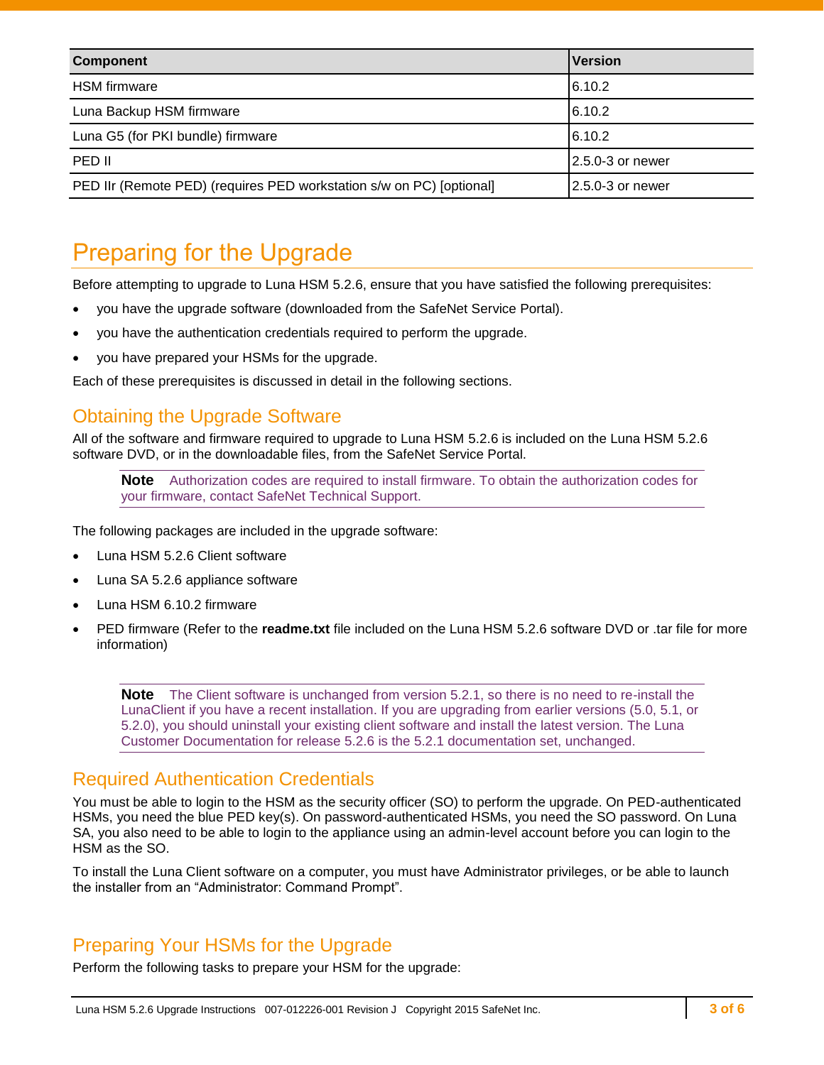| Component | Version |
| --- | --- |
| HSM firmware | 6.10.2 |
| Luna Backup HSM firmware | 6.10.2 |
| Luna G5 (for PKI bundle) firmware | 6.10.2 |
| PED II | 2.5.0-3 or newer |
| PED IIr (Remote PED) (requires PED workstation s/w on PC) [optional] | 2.5.0-3 or newer |

# Preparing for the Upgrade

Before attempting to upgrade to Luna HSM 5.2.6, ensure that you have satisfied the following prerequisites:

- you have the upgrade software (downloaded from the SafeNet Service Portal).
- you have the authentication credentials required to perform the upgrade.
- you have prepared your HSMs for the upgrade.

Each of these prerequisites is discussed in detail in the following sections.

## Obtaining the Upgrade Software

All of the software and firmware required to upgrade to Luna HSM 5.2.6 is included on the Luna HSM 5.2.6 software DVD, or in the downloadable files, from the SafeNet Service Portal.

> **Note** Authorization codes are required to install firmware. To obtain the authorization codes for your firmware, contact SafeNet Technical Support.

The following packages are included in the upgrade software:

- Luna HSM 5.2.6 Client software
- Luna SA 5.2.6 appliance software
- Luna HSM 6.10.2 firmware
- PED firmware (Refer to the **readme.txt** file included on the Luna HSM 5.2.6 software DVD or .tar file for more information)

> **Note** The Client software is unchanged from version 5.2.1, so there is no need to re-install the LunaClient if you have a recent installation. If you are upgrading from earlier versions (5.0, 5.1, or 5.2.0), you should uninstall your existing client software and install the latest version. The Luna Customer Documentation for release 5.2.6 is the 5.2.1 documentation set, unchanged.

## Required Authentication Credentials

You must be able to login to the HSM as the security officer (SO) to perform the upgrade. On PED-authenticated HSMs, you need the blue PED key(s). On password-authenticated HSMs, you need the SO password. On Luna SA, you also need to be able to login to the appliance using an admin-level account before you can login to the HSM as the SO.

To install the Luna Client software on a computer, you must have Administrator privileges, or be able to launch the installer from an “Administrator: Command Prompt”.

## Preparing Your HSMs for the Upgrade

Perform the following tasks to prepare your HSM for the upgrade: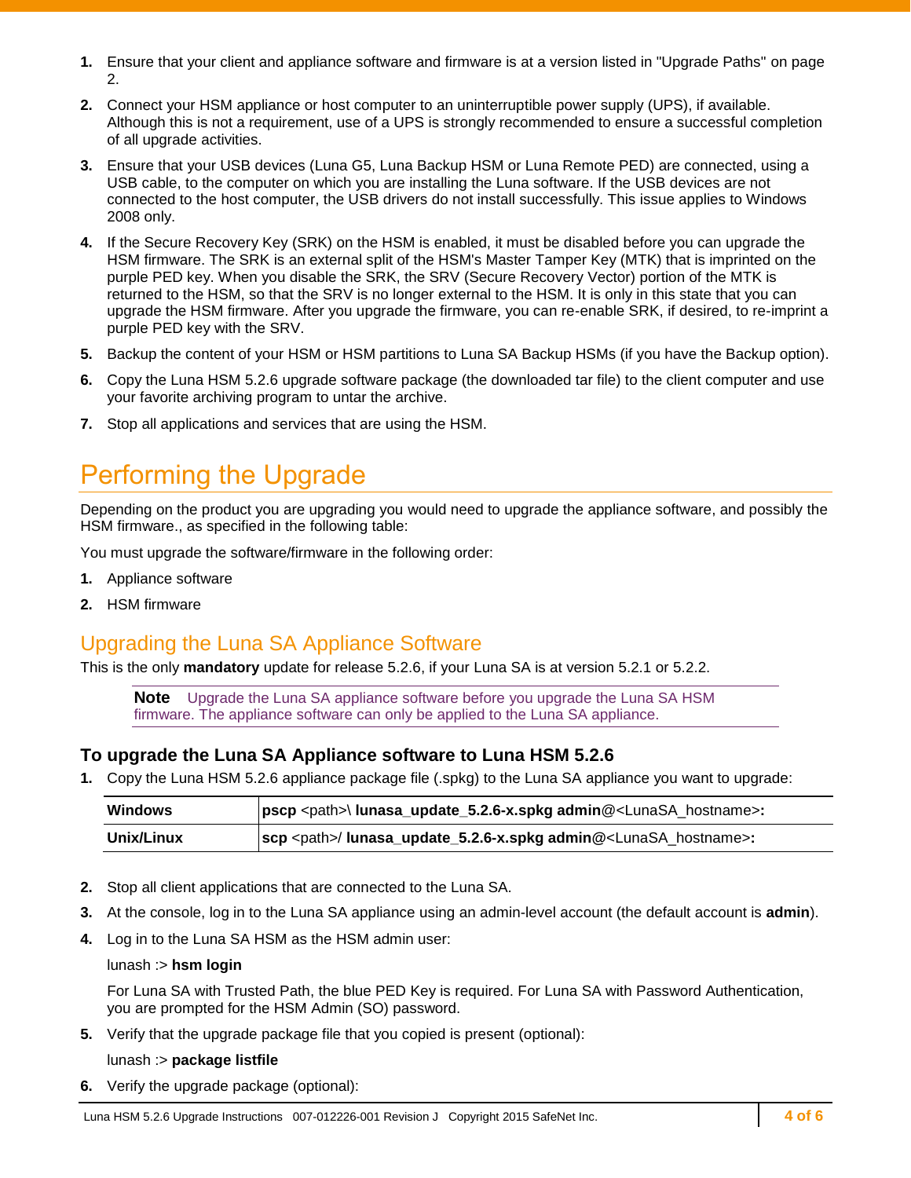1. Ensure that your client and appliance software and firmware is at a version listed in "Upgrade Paths" on page 2.
2. Connect your HSM appliance or host computer to an uninterruptible power supply (UPS), if available. Although this is not a requirement, use of a UPS is strongly recommended to ensure a successful completion of all upgrade activities.
3. Ensure that your USB devices (Luna G5, Luna Backup HSM or Luna Remote PED) are connected, using a USB cable, to the computer on which you are installing the Luna software. If the USB devices are not connected to the host computer, the USB drivers do not install successfully. This issue applies to Windows 2008 only.
4. If the Secure Recovery Key (SRK) on the HSM is enabled, it must be disabled before you can upgrade the HSM firmware. The SRK is an external split of the HSM's Master Tamper Key (MTK) that is imprinted on the purple PED key. When you disable the SRK, the SRV (Secure Recovery Vector) portion of the MTK is returned to the HSM, so that the SRV is no longer external to the HSM. It is only in this state that you can upgrade the HSM firmware. After you upgrade the firmware, you can re-enable SRK, if desired, to re-imprint a purple PED key with the SRV.
5. Backup the content of your HSM or HSM partitions to Luna SA Backup HSMs (if you have the Backup option).
6. Copy the Luna HSM 5.2.6 upgrade software package (the downloaded tar file) to the client computer and use your favorite archiving program to untar the archive.
7. Stop all applications and services that are using the HSM.

# Performing the Upgrade

Depending on the product you are upgrading you would need to upgrade the appliance software, and possibly the HSM firmware., as specified in the following table:

You must upgrade the software/firmware in the following order:

1. Appliance software
2. HSM firmware

## Upgrading the Luna SA Appliance Software

This is the only **mandatory** update for release 5.2.6, if your Luna SA is at version 5.2.1 or 5.2.2.

> **Note** Upgrade the Luna SA appliance software before you upgrade the Luna SA HSM firmware. The appliance software can only be applied to the Luna SA appliance.

### To upgrade the Luna SA Appliance software to Luna HSM 5.2.6

1. Copy the Luna HSM 5.2.6 appliance package file (.spkg) to the Luna SA appliance you want to upgrade:

| | |
|---|---|
| **Windows** | **pscp** <path>\ **lunasa_update_5.2.6-x.spkg admin**@<LunaSA_hostname>**:** |
| **Unix/Linux** | **scp** <path>/ **lunasa_update_5.2.6-x.spkg admin**@<LunaSA_hostname>**:** |

2. Stop all client applications that are connected to the Luna SA.
3. At the console, log in to the Luna SA appliance using an admin-level account (the default account is **admin**).
4. Log in to the Luna SA HSM as the HSM admin user:

   lunash :> **hsm login**

   For Luna SA with Trusted Path, the blue PED Key is required. For Luna SA with Password Authentication, you are prompted for the HSM Admin (SO) password.
5. Verify that the upgrade package file that you copied is present (optional):

   lunash :> **package listfile**
6. Verify the upgrade package (optional):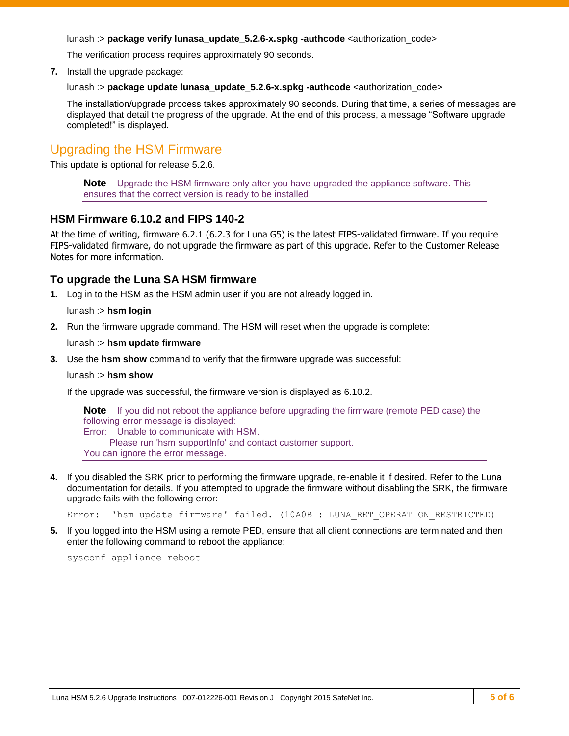lunash :> **package verify lunasa_update_5.2.6-x.spkg -authcode** <authorization_code>

The verification process requires approximately 90 seconds.

7. Install the upgrade package:

   lunash :> **package update lunasa_update_5.2.6-x.spkg -authcode** <authorization_code>

   The installation/upgrade process takes approximately 90 seconds. During that time, a series of messages are displayed that detail the progress of the upgrade. At the end of this process, a message “Software upgrade completed!” is displayed.

## Upgrading the HSM Firmware

This update is optional for release 5.2.6.

> **Note** Upgrade the HSM firmware only after you have upgraded the appliance software. This ensures that the correct version is ready to be installed.

### HSM Firmware 6.10.2 and FIPS 140-2

At the time of writing, firmware 6.2.1 (6.2.3 for Luna G5) is the latest FIPS-validated firmware. If you require FIPS-validated firmware, do not upgrade the firmware as part of this upgrade. Refer to the Customer Release Notes for more information.

### To upgrade the Luna SA HSM firmware

1. Log in to the HSM as the HSM admin user if you are not already logged in.

   lunash :> **hsm login**

2. Run the firmware upgrade command. The HSM will reset when the upgrade is complete:

   lunash :> **hsm update firmware**

3. Use the **hsm show** command to verify that the firmware upgrade was successful:

   lunash :> **hsm show**

   If the upgrade was successful, the firmware version is displayed as 6.10.2.

   > **Note** If you did not reboot the appliance before upgrading the firmware (remote PED case) the following error message is displayed:
   > Error: Unable to communicate with HSM.
   > Please run 'hsm supportInfo' and contact customer support.
   > You can ignore the error message.

4. If you disabled the SRK prior to performing the firmware upgrade, re-enable it if desired. Refer to the Luna documentation for details. If you attempted to upgrade the firmware without disabling the SRK, the firmware upgrade fails with the following error:

   ```
   Error:  'hsm update firmware' failed. (10A0B : LUNA_RET_OPERATION_RESTRICTED)
   ```

5. If you logged into the HSM using a remote PED, ensure that all client connections are terminated and then enter the following command to reboot the appliance:

   ```
   sysconf appliance reboot
   ```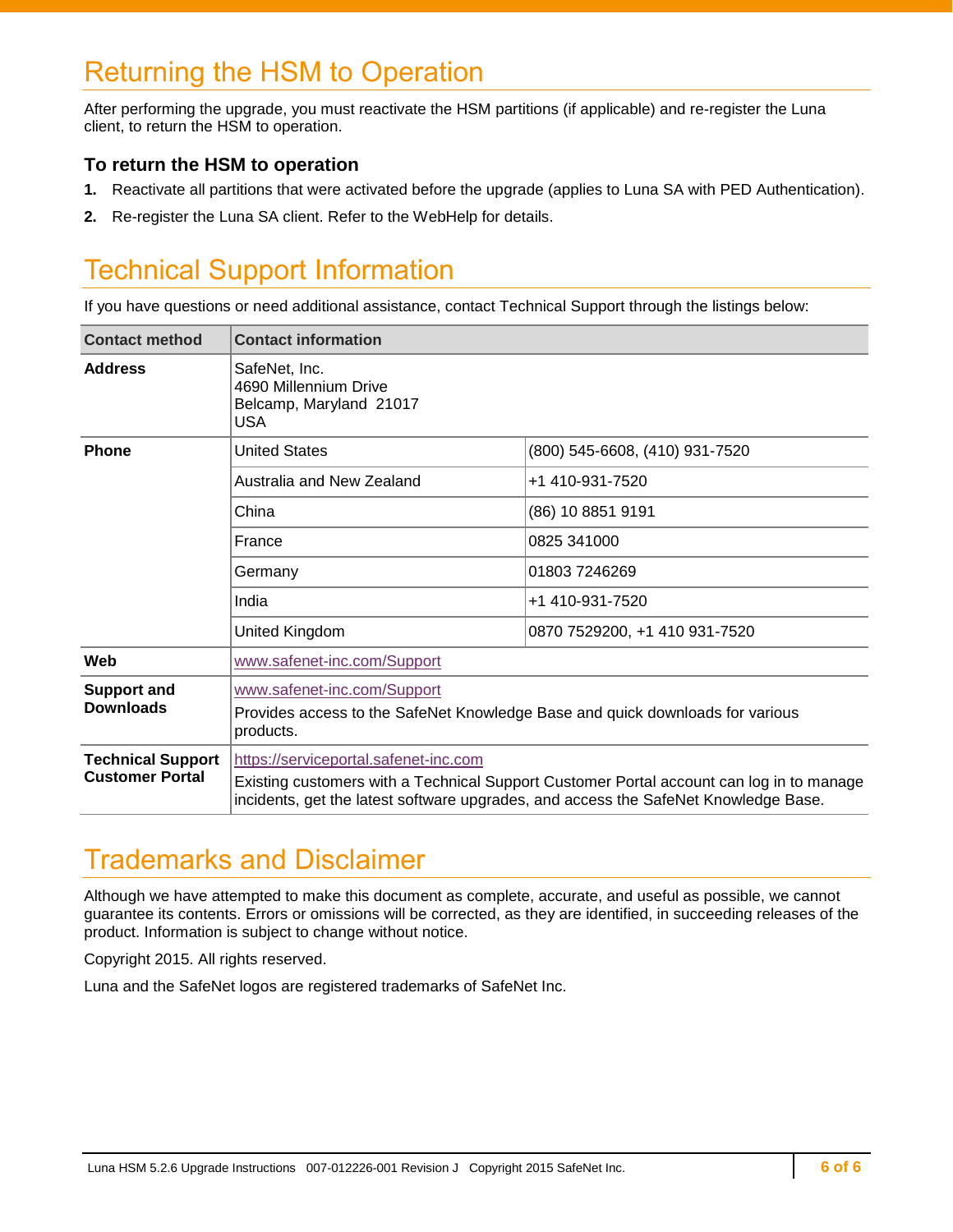# Returning the HSM to Operation

After performing the upgrade, you must reactivate the HSM partitions (if applicable) and re-register the Luna client, to return the HSM to operation.

### To return the HSM to operation

1. Reactivate all partitions that were activated before the upgrade (applies to Luna SA with PED Authentication).
2. Re-register the Luna SA client. Refer to the WebHelp for details.

# Technical Support Information

If you have questions or need additional assistance, contact Technical Support through the listings below:

| Contact method | Contact information | |
|---|---|---|
| **Address** | SafeNet, Inc.<br>4690 Millennium Drive<br>Belcamp, Maryland 21017<br>USA | |
| **Phone** | United States | (800) 545-6608, (410) 931-7520 |
| | Australia and New Zealand | +1 410-931-7520 |
| | China | (86) 10 8851 9191 |
| | France | 0825 341000 |
| | Germany | 01803 7246269 |
| | India | +1 410-931-7520 |
| | United Kingdom | 0870 7529200, +1 410 931-7520 |
| **Web** | www.safenet-inc.com/Support | |
| **Support and Downloads** | www.safenet-inc.com/Support<br>Provides access to the SafeNet Knowledge Base and quick downloads for various products. | |
| **Technical Support Customer Portal** | https://serviceportal.safenet-inc.com<br>Existing customers with a Technical Support Customer Portal account can log in to manage incidents, get the latest software upgrades, and access the SafeNet Knowledge Base. | |

# Trademarks and Disclaimer

Although we have attempted to make this document as complete, accurate, and useful as possible, we cannot guarantee its contents. Errors or omissions will be corrected, as they are identified, in succeeding releases of the product. Information is subject to change without notice.

Copyright 2015. All rights reserved.

Luna and the SafeNet logos are registered trademarks of SafeNet Inc.